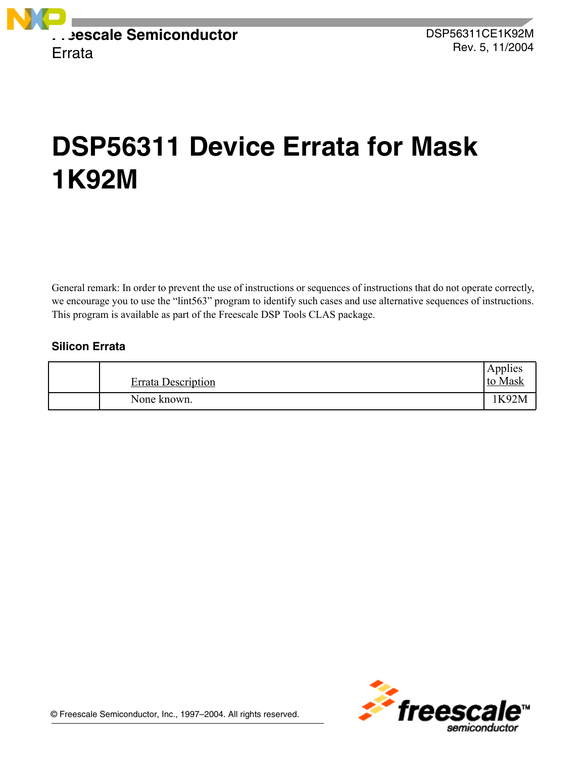Freescale Semiconductor
Errata

DSP56311CE1K92M
Rev. 5, 11/2004

# DSP56311 Device Errata for Mask 1K92M

General remark: In order to prevent the use of instructions or sequences of instructions that do not operate correctly, we encourage you to use the "lint563" program to identify such cases and use alternative sequences of instructions. This program is available as part of the Freescale DSP Tools CLAS package.

## Silicon Errata

| | Errata Description | Applies to Mask |
|---|---|---|
| | None known. | 1K92M |

© Freescale Semiconductor, Inc., 1997–2004. All rights reserved.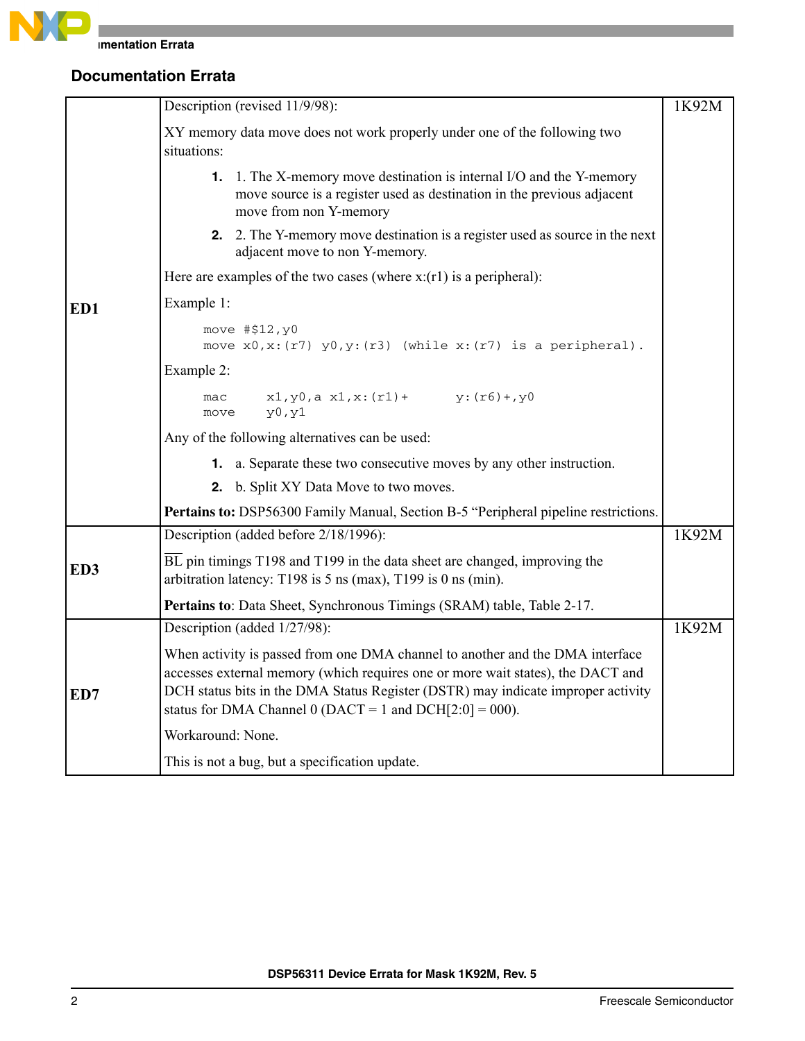## Documentation Errata

| | | |
|---|---|---|
| **ED1** | Description (revised 11/9/98):<br><br>XY memory data move does not work properly under one of the following two situations:<br><br>**1.** 1. The X-memory move destination is internal I/O and the Y-memory move source is a register used as destination in the previous adjacent move from non Y-memory<br><br>**2.** 2. The Y-memory move destination is a register used as source in the next adjacent move to non Y-memory.<br><br>Here are examples of the two cases (where x:(r1) is a peripheral):<br><br>Example 1:<br><br>`move #$12,y0`<br>`move x0,x:(r7) y0,y:(r3) (while x:(r7) is a peripheral).`<br><br>Example 2:<br><br>`mac     x1,y0,a x1,x:(r1)+      y:(r6)+,y0`<br>`move    y0,y1`<br><br>Any of the following alternatives can be used:<br><br>**1.** a. Separate these two consecutive moves by any other instruction.<br><br>**2.** b. Split XY Data Move to two moves.<br><br>**Pertains to:** DSP56300 Family Manual, Section B-5 "Peripheral pipeline restrictions. | 1K92M |
| **ED3** | Description (added before 2/18/1996):<br><br>$\overline{\text{BL}}$ pin timings T198 and T199 in the data sheet are changed, improving the arbitration latency: T198 is 5 ns (max), T199 is 0 ns (min).<br><br>**Pertains to**: Data Sheet, Synchronous Timings (SRAM) table, Table 2-17. | 1K92M |
| **ED7** | Description (added 1/27/98):<br><br>When activity is passed from one DMA channel to another and the DMA interface accesses external memory (which requires one or more wait states), the DACT and DCH status bits in the DMA Status Register (DSTR) may indicate improper activity status for DMA Channel 0 (DACT = 1 and DCH[2:0] = 000).<br><br>Workaround: None.<br><br>This is not a bug, but a specification update. | 1K92M |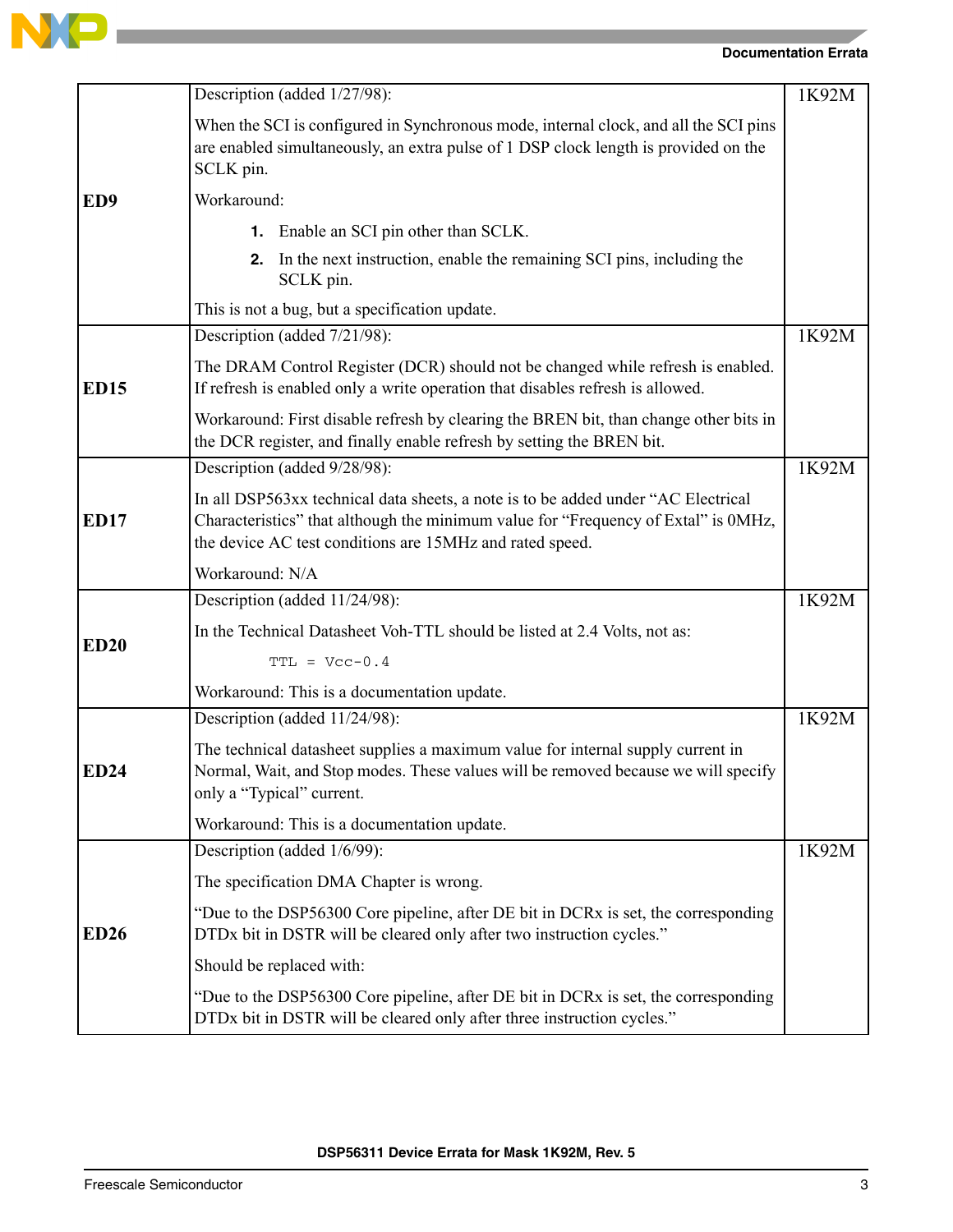| | | |
|---|---|---|
| **ED9** | Description (added 1/27/98):<br>When the SCI is configured in Synchronous mode, internal clock, and all the SCI pins are enabled simultaneously, an extra pulse of 1 DSP clock length is provided on the SCLK pin.<br>Workaround:<br>1. Enable an SCI pin other than SCLK.<br>2. In the next instruction, enable the remaining SCI pins, including the SCLK pin.<br>This is not a bug, but a specification update. | 1K92M |
| **ED15** | Description (added 7/21/98):<br>The DRAM Control Register (DCR) should not be changed while refresh is enabled. If refresh is enabled only a write operation that disables refresh is allowed.<br>Workaround: First disable refresh by clearing the BREN bit, than change other bits in the DCR register, and finally enable refresh by setting the BREN bit. | 1K92M |
| **ED17** | Description (added 9/28/98):<br>In all DSP563xx technical data sheets, a note is to be added under “AC Electrical Characteristics” that although the minimum value for “Frequency of Extal” is 0MHz, the device AC test conditions are 15MHz and rated speed.<br>Workaround: N/A | 1K92M |
| **ED20** | Description (added 11/24/98):<br>In the Technical Datasheet Voh-TTL should be listed at 2.4 Volts, not as:<br>`TTL = Vcc-0.4`<br>Workaround: This is a documentation update. | 1K92M |
| **ED24** | Description (added 11/24/98):<br>The technical datasheet supplies a maximum value for internal supply current in Normal, Wait, and Stop modes. These values will be removed because we will specify only a “Typical” current.<br>Workaround: This is a documentation update. | 1K92M |
| **ED26** | Description (added 1/6/99):<br>The specification DMA Chapter is wrong.<br>“Due to the DSP56300 Core pipeline, after DE bit in DCRx is set, the corresponding DTDx bit in DSTR will be cleared only after two instruction cycles.”<br>Should be replaced with:<br>“Due to the DSP56300 Core pipeline, after DE bit in DCRx is set, the corresponding DTDx bit in DSTR will be cleared only after three instruction cycles.” | 1K92M |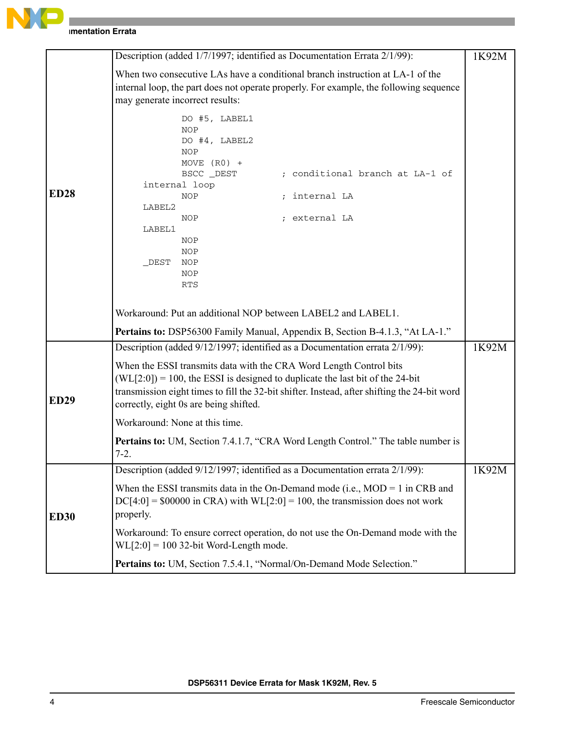| | | |
|---|---|---|
| **ED28** | Description (added 1/7/1997; identified as Documentation Errata 2/1/99):<br><br>When two consecutive LAs have a conditional branch instruction at LA-1 of the internal loop, the part does not operate properly. For example, the following sequence may generate incorrect results:<br><br>`DO #5, LABEL1`<br>`NOP`<br>`DO #4, LABEL2`<br>`NOP`<br>`MOVE (R0) +`<br>`BSCC _DEST ; conditional branch at LA-1 of internal loop`<br>`NOP ; internal LA`<br>`LABEL2`<br>`NOP ; external LA`<br>`LABEL1`<br>`NOP`<br>`NOP`<br>`_DEST NOP`<br>`NOP`<br>`RTS`<br><br>Workaround: Put an additional NOP between LABEL2 and LABEL1.<br><br>**Pertains to:** DSP56300 Family Manual, Appendix B, Section B-4.1.3, “At LA-1.” | 1K92M |
| **ED29** | Description (added 9/12/1997; identified as a Documentation errata 2/1/99):<br><br>When the ESSI transmits data with the CRA Word Length Control bits (WL[2:0]) = 100, the ESSI is designed to duplicate the last bit of the 24-bit transmission eight times to fill the 32-bit shifter. Instead, after shifting the 24-bit word correctly, eight 0s are being shifted.<br><br>Workaround: None at this time.<br><br>**Pertains to:** UM, Section 7.4.1.7, “CRA Word Length Control.” The table number is 7-2. | 1K92M |
| **ED30** | Description (added 9/12/1997; identified as a Documentation errata 2/1/99):<br><br>When the ESSI transmits data in the On-Demand mode (i.e., MOD = 1 in CRB and DC[4:0] = $00000 in CRA) with WL[2:0] = 100, the transmission does not work properly.<br><br>Workaround: To ensure correct operation, do not use the On-Demand mode with the WL[2:0] = 100 32-bit Word-Length mode.<br><br>**Pertains to:** UM, Section 7.5.4.1, “Normal/On-Demand Mode Selection.” | 1K92M |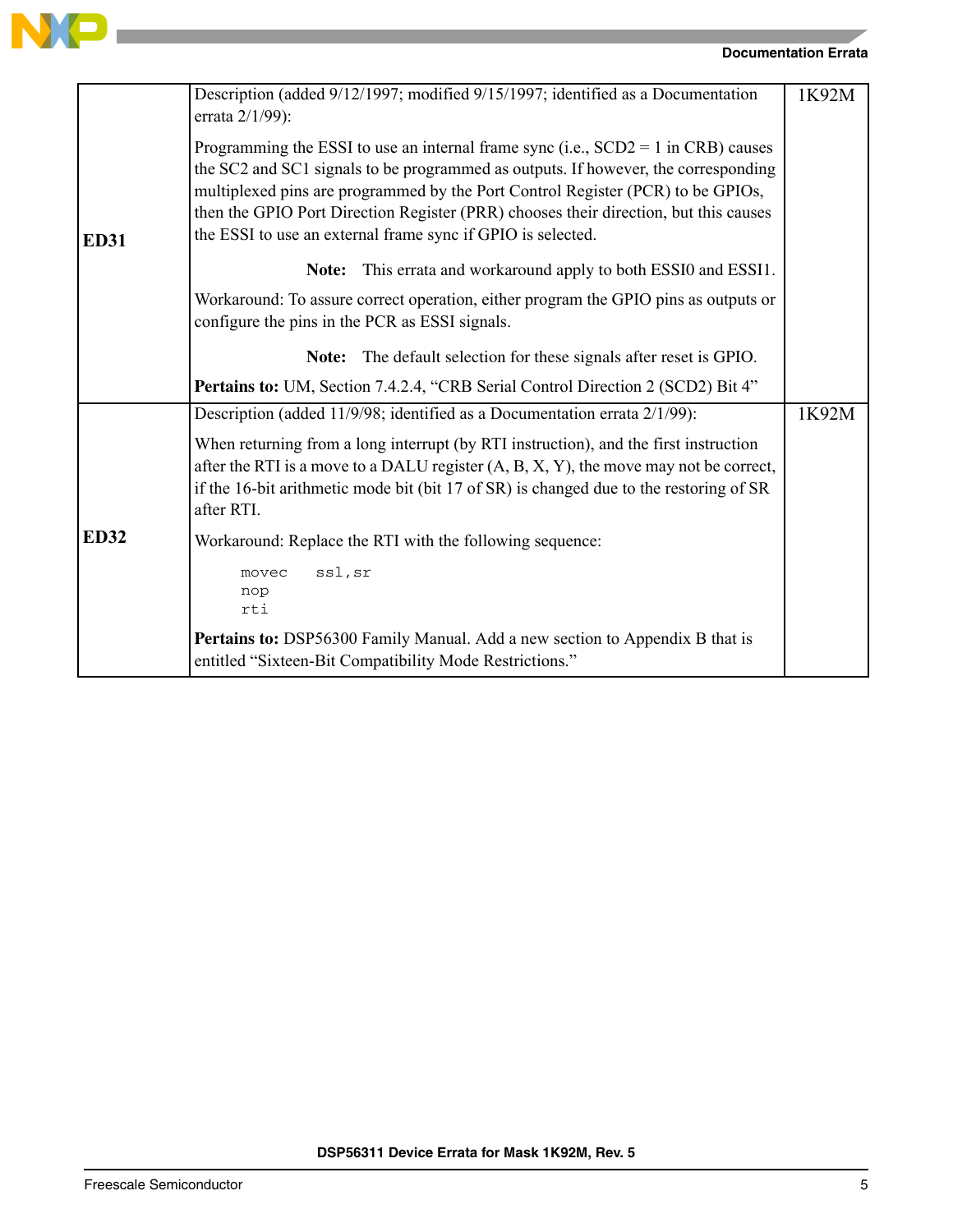| | | |
|---|---|---|
| **ED31** | Description (added 9/12/1997; modified 9/15/1997; identified as a Documentation errata 2/1/99):<br><br>Programming the ESSI to use an internal frame sync (i.e., SCD2 = 1 in CRB) causes the SC2 and SC1 signals to be programmed as outputs. If however, the corresponding multiplexed pins are programmed by the Port Control Register (PCR) to be GPIOs, then the GPIO Port Direction Register (PRR) chooses their direction, but this causes the ESSI to use an external frame sync if GPIO is selected.<br><br>**Note:** This errata and workaround apply to both ESSI0 and ESSI1.<br><br>Workaround: To assure correct operation, either program the GPIO pins as outputs or configure the pins in the PCR as ESSI signals.<br><br>**Note:** The default selection for these signals after reset is GPIO.<br><br>**Pertains to:** UM, Section 7.4.2.4, “CRB Serial Control Direction 2 (SCD2) Bit 4” | 1K92M |
| **ED32** | Description (added 11/9/98; identified as a Documentation errata 2/1/99):<br><br>When returning from a long interrupt (by RTI instruction), and the first instruction after the RTI is a move to a DALU register (A, B, X, Y), the move may not be correct, if the 16-bit arithmetic mode bit (bit 17 of SR) is changed due to the restoring of SR after RTI.<br><br>Workaround: Replace the RTI with the following sequence:<br><br>`movec ssl,sr`<br>`nop`<br>`rti`<br><br>**Pertains to:** DSP56300 Family Manual. Add a new section to Appendix B that is entitled “Sixteen-Bit Compatibility Mode Restrictions.” | 1K92M |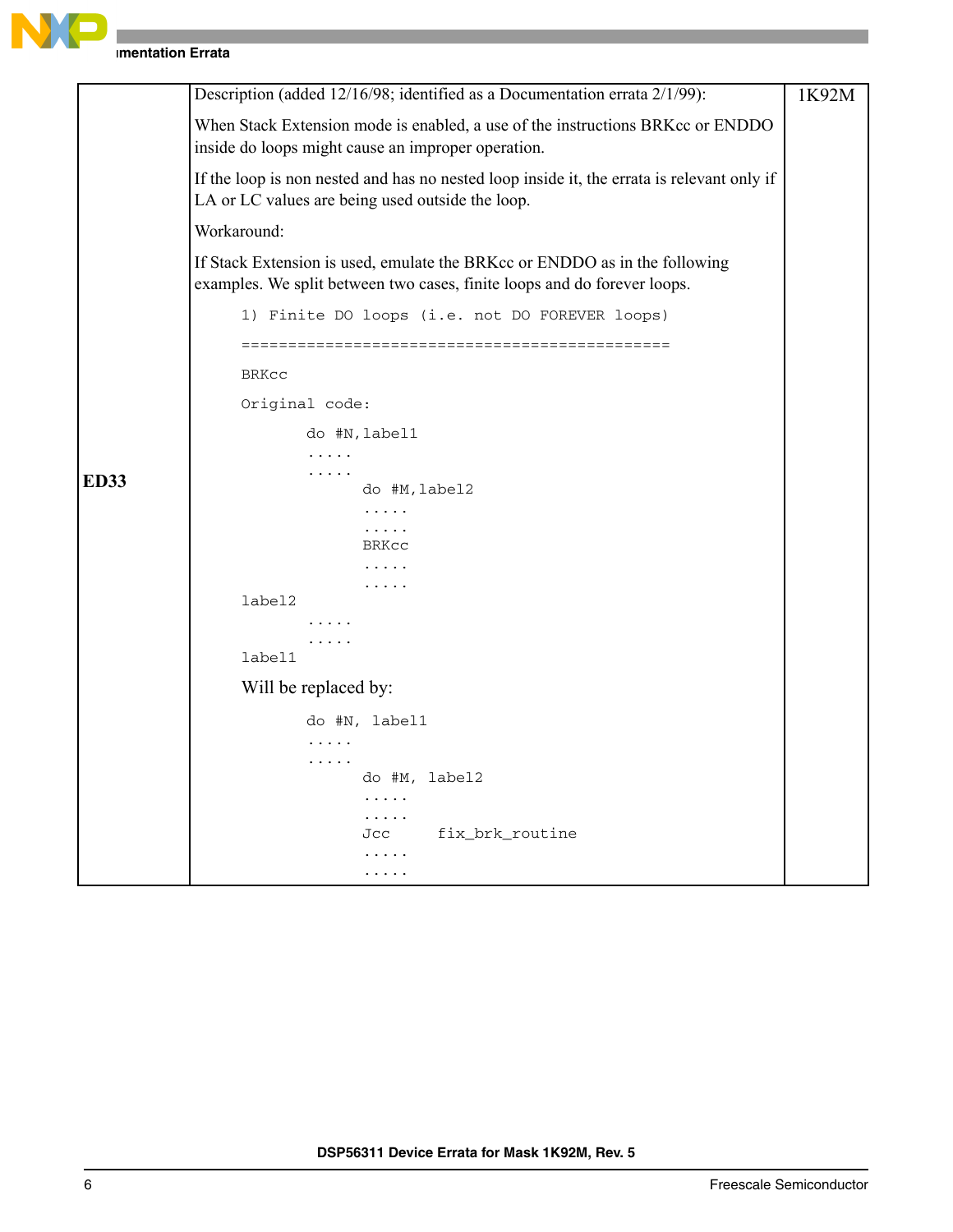| | | |
|---|---|---|
| **ED33** | Description (added 12/16/98; identified as a Documentation errata 2/1/99):<br><br>When Stack Extension mode is enabled, a use of the instructions BRKcc or ENDDO inside do loops might cause an improper operation.<br><br>If the loop is non nested and has no nested loop inside it, the errata is relevant only if LA or LC values are being used outside the loop.<br><br>Workaround:<br><br>If Stack Extension is used, emulate the BRKcc or ENDDO as in the following examples. We split between two cases, finite loops and do forever loops. | 1K92M |

```
1) Finite DO loops (i.e. not DO FOREVER loops)
==============================================

BRKcc

Original code:

           do #N,label1
           .....
           .....
                  do #M,label2
                  .....
                  .....
                  BRKcc
                  .....
                  .....
label2
           .....
           .....
label1
```

Will be replaced by:

```
           do #N, label1
           .....
           .....
                  do #M, label2
                  .....
                  .....
                  Jcc      fix_brk_routine
                  .....
                  .....
```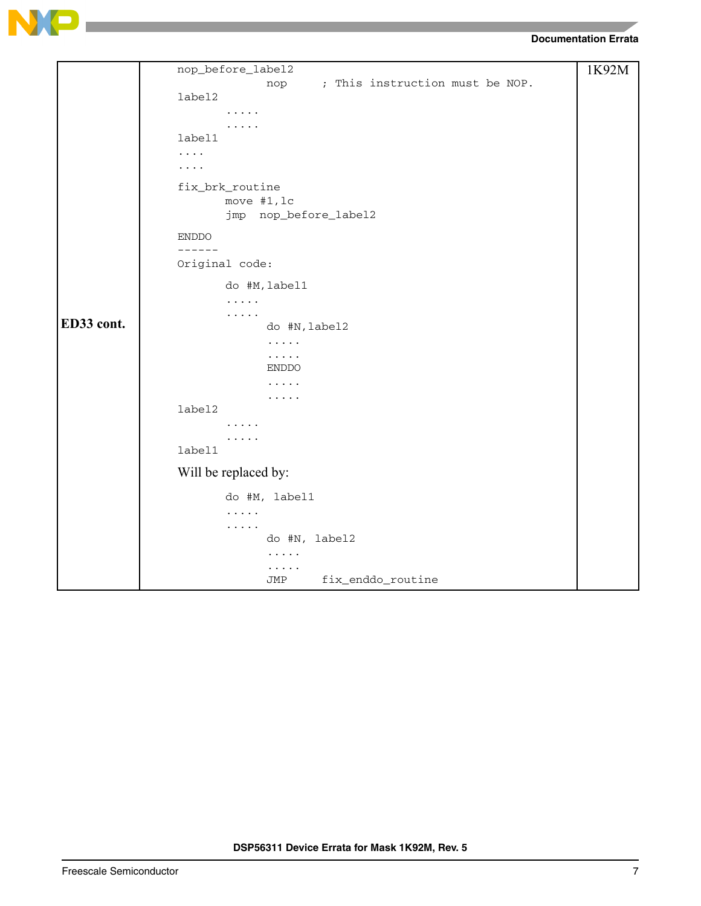| ED33 cont. | Content | 1K92M |
|---|---|---|
| | (see code below) | |

```
nop_before_label2
                 nop     ; This instruction must be NOP.
label2
          .....
          .....
label1
....
....

fix_brk_routine
          move #1,lc
          jmp  nop_before_label2

ENDDO
------
Original code:

          do #M,label1
          .....
          .....
                 do #N,label2
                 .....
                 .....
                 ENDDO
                 .....
                 .....
label2
          .....
          .....
label1
```

Will be replaced by:

```
          do #M, label1
          .....
          .....
                 do #N, label2
                 .....
                 .....
                 JMP     fix_enddo_routine
```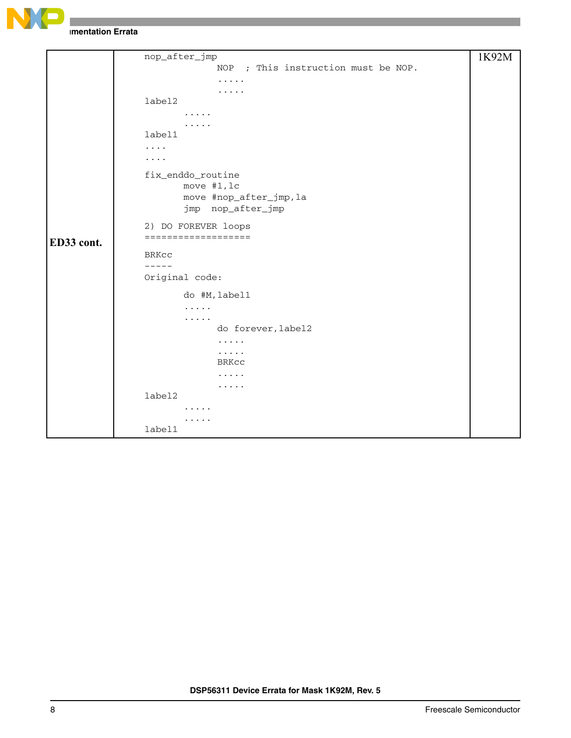| | | |
|---|---|---|
| **ED33 cont.** | <pre>nop_after_jmp<br>                   NOP   ; This instruction must be NOP.<br>                   .....<br>                   .....<br>label2<br>          .....<br>          .....<br>label1<br>....<br>....<br><br>fix_enddo_routine<br>          move #1,lc<br>          move #nop_after_jmp,la<br>          jmp  nop_after_jmp<br><br>2) DO FOREVER loops<br>===================<br><br>BRKcc<br>-----<br>Original code:<br><br>          do #M,label1<br>          .....<br>          .....<br>                   do forever,label2<br>                   .....<br>                   .....<br>                   BRKcc<br>                   .....<br>                   .....<br>label2<br>          .....<br>          .....<br>label1</pre> | 1K92M |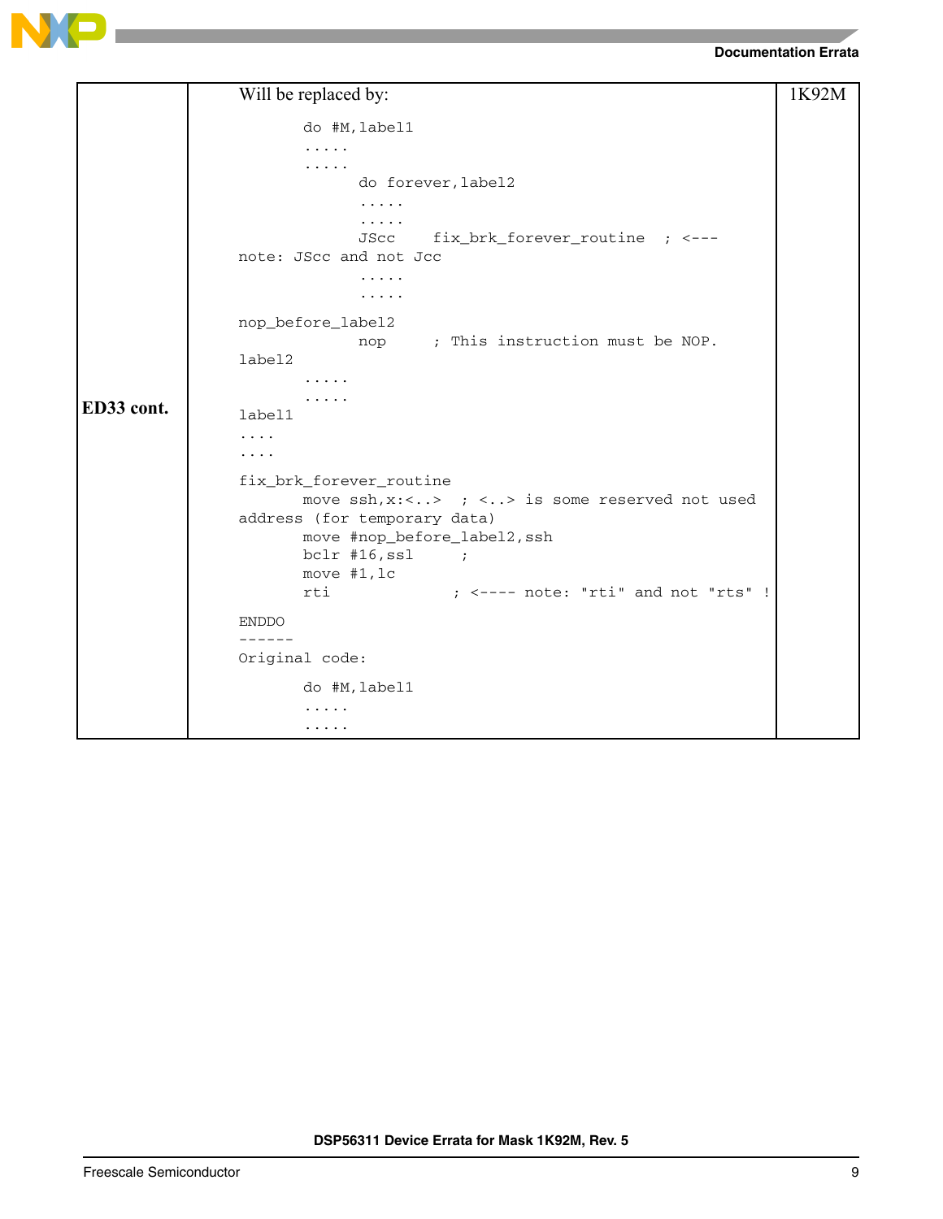| | | |
|---|---|---|
| **ED33 cont.** | Will be replaced by:<br>`do #M,label1`<br>`.....`<br>`.....`<br>`do forever,label2`<br>`.....`<br>`.....`<br>`JScc fix_brk_forever_routine ; <--- note: JScc and not Jcc`<br>`.....`<br>`.....`<br>`nop_before_label2`<br>`nop ; This instruction must be NOP.`<br>`label2`<br>`.....`<br>`.....`<br>`label1`<br>`....`<br>`....`<br>`fix_brk_forever_routine`<br>`move ssh,x:<..> ; <..> is some reserved not used address (for temporary data)`<br>`move #nop_before_label2,ssh`<br>`bclr #16,ssl ;`<br>`move #1,lc`<br>`rti ; <---- note: "rti" and not "rts" !`<br>`ENDDO`<br>`------`<br>`Original code:`<br>`do #M,label1`<br>`.....`<br>`.....` | 1K92M |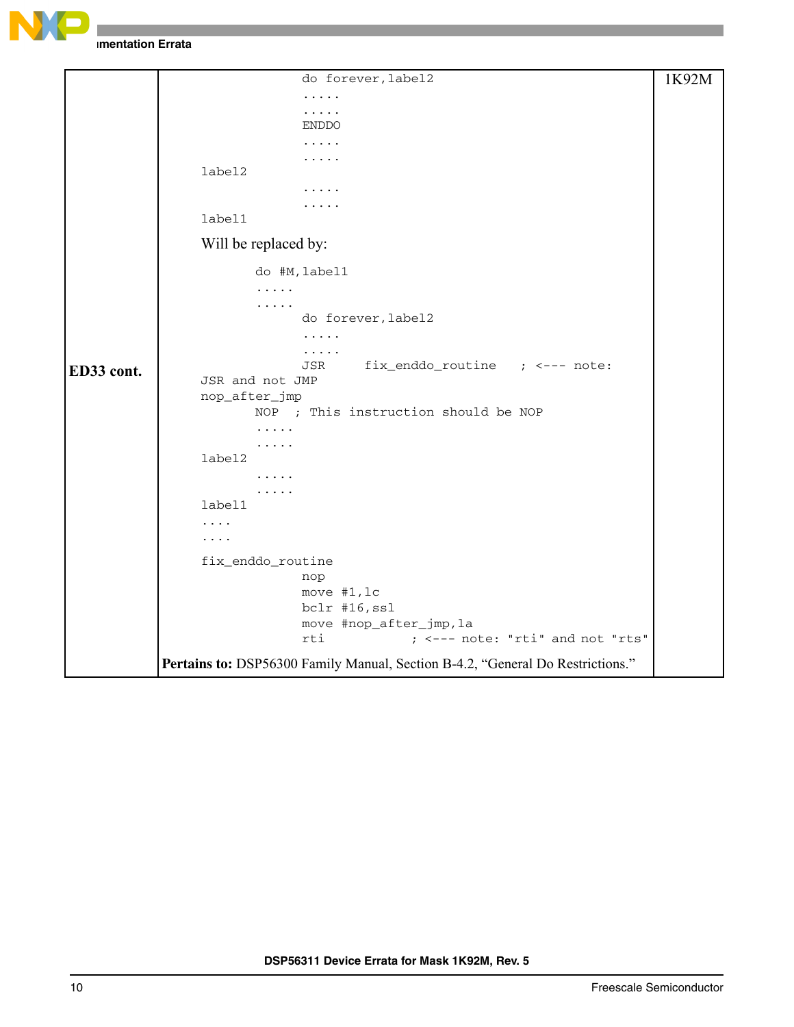| | | |
|---|---|---|
| **ED33 cont.** | (see code below) | 1K92M |

```
                do forever,label2
                .....
                .....
                ENDDO
                .....
                .....
label2
                .....
                .....
label1
```

Will be replaced by:

```
        do #M,label1
        .....
        .....
                do forever,label2
                .....
                .....
                JSR     fix_enddo_routine   ; <--- note:
JSR and not JMP
nop_after_jmp
        NOP  ; This instruction should be NOP
        .....
        .....
label2
        .....
        .....
label1
....
....
fix_enddo_routine
                nop
                move #1,lc
                bclr #16,ssl
                move #nop_after_jmp,la
                rti           ; <--- note: "rti" and not "rts"
```

**Pertains to:** DSP56300 Family Manual, Section B-4.2, “General Do Restrictions.”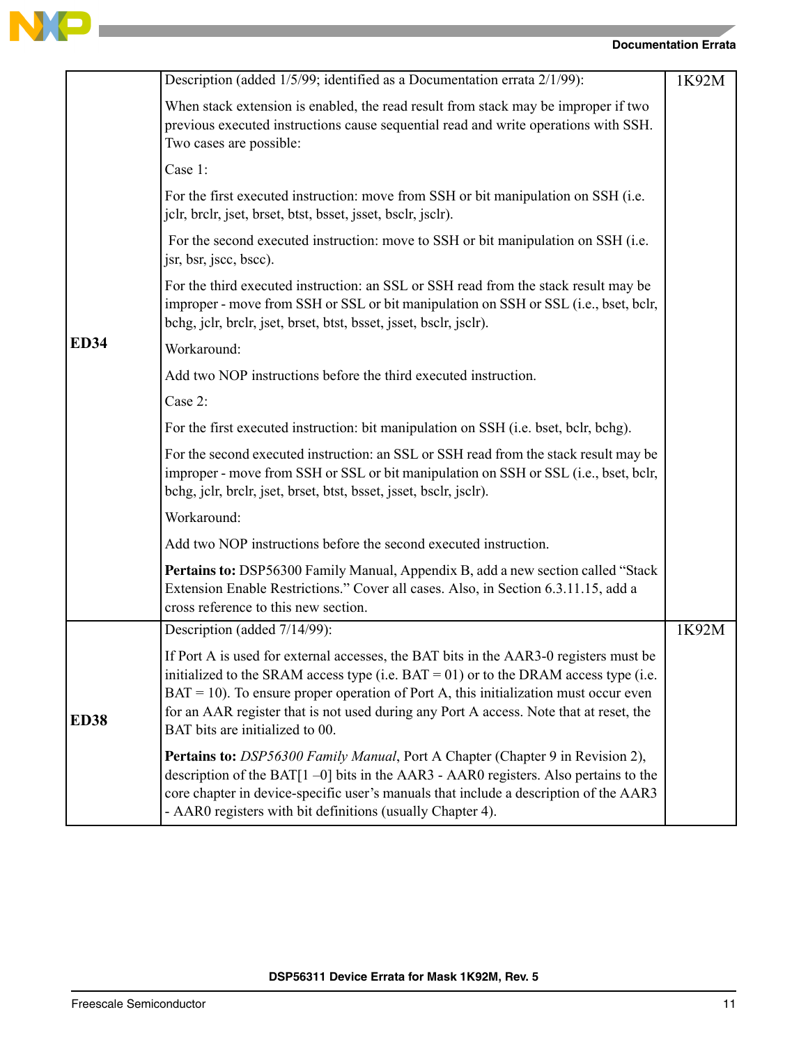| | | |
|---|---|---|
| **ED34** | Description (added 1/5/99; identified as a Documentation errata 2/1/99):<br><br>When stack extension is enabled, the read result from stack may be improper if two previous executed instructions cause sequential read and write operations with SSH. Two cases are possible:<br><br>Case 1:<br><br>For the first executed instruction: move from SSH or bit manipulation on SSH (i.e. jclr, brclr, jset, brset, btst, bsset, jsset, bsclr, jsclr).<br><br>For the second executed instruction: move to SSH or bit manipulation on SSH (i.e. jsr, bsr, jscc, bscc).<br><br>For the third executed instruction: an SSL or SSH read from the stack result may be improper - move from SSH or SSL or bit manipulation on SSH or SSL (i.e., bset, bclr, bchg, jclr, brclr, jset, brset, btst, bsset, jsset, bsclr, jsclr).<br><br>Workaround:<br><br>Add two NOP instructions before the third executed instruction.<br><br>Case 2:<br><br>For the first executed instruction: bit manipulation on SSH (i.e. bset, bclr, bchg).<br><br>For the second executed instruction: an SSL or SSH read from the stack result may be improper - move from SSH or SSL or bit manipulation on SSH or SSL (i.e., bset, bclr, bchg, jclr, brclr, jset, brset, btst, bsset, jsset, bsclr, jsclr).<br><br>Workaround:<br><br>Add two NOP instructions before the second executed instruction.<br><br>**Pertains to:** DSP56300 Family Manual, Appendix B, add a new section called "Stack Extension Enable Restrictions." Cover all cases. Also, in Section 6.3.11.15, add a cross reference to this new section. | 1K92M |
| **ED38** | Description (added 7/14/99):<br><br>If Port A is used for external accesses, the BAT bits in the AAR3-0 registers must be initialized to the SRAM access type (i.e. BAT = 01) or to the DRAM access type (i.e. BAT = 10). To ensure proper operation of Port A, this initialization must occur even for an AAR register that is not used during any Port A access. Note that at reset, the BAT bits are initialized to 00.<br><br>**Pertains to:** *DSP56300 Family Manual*, Port A Chapter (Chapter 9 in Revision 2), description of the BAT[1 –0] bits in the AAR3 - AAR0 registers. Also pertains to the core chapter in device-specific user's manuals that include a description of the AAR3 - AAR0 registers with bit definitions (usually Chapter 4). | 1K92M |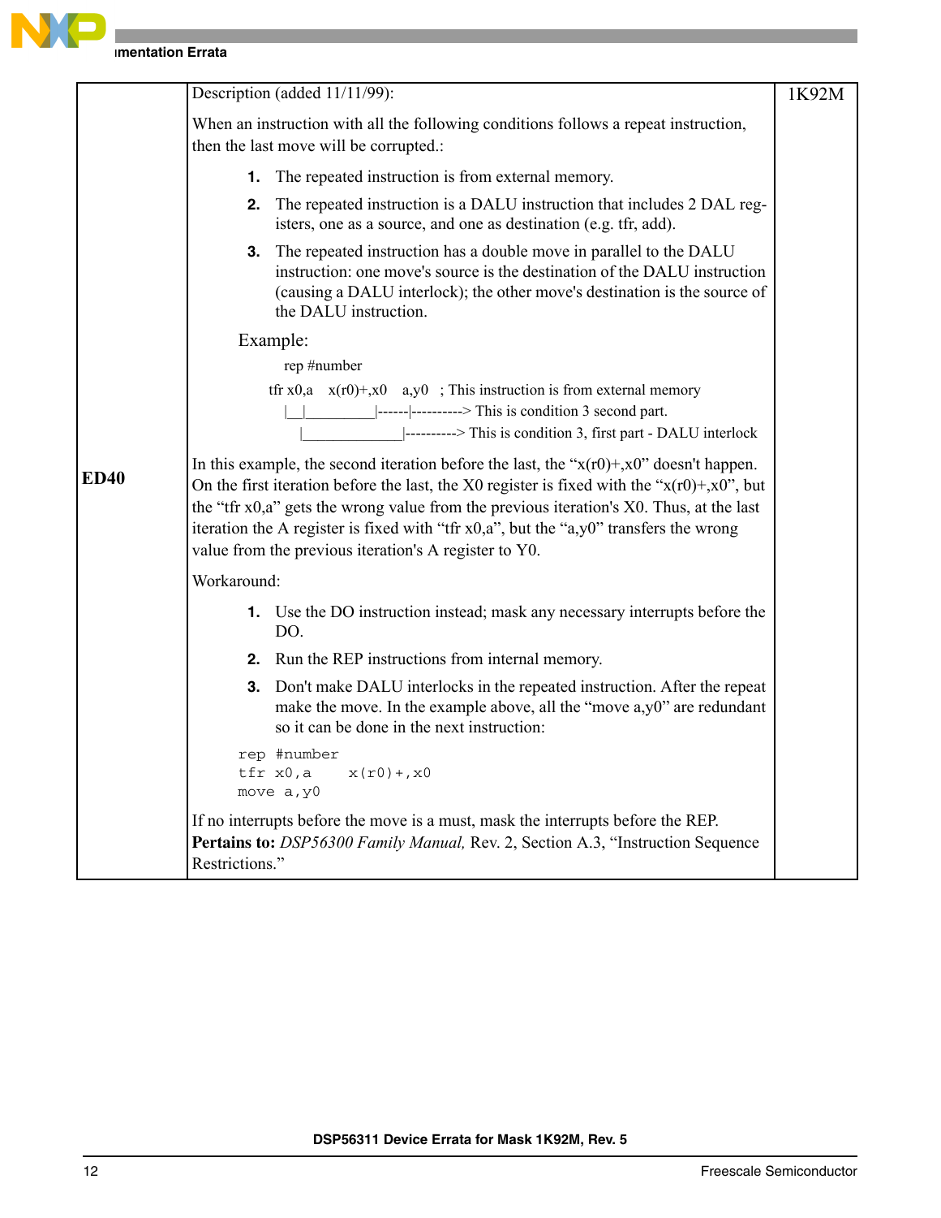| | | |
|---|---|---|
| **ED40** | Description (added 11/11/99):<br><br>When an instruction with all the following conditions follows a repeat instruction, then the last move will be corrupted.:<br><br>1. The repeated instruction is from external memory.<br>2. The repeated instruction is a DALU instruction that includes 2 DAL registers, one as a source, and one as destination (e.g. tfr, add).<br>3. The repeated instruction has a double move in parallel to the DALU instruction: one move's source is the destination of the DALU instruction (causing a DALU interlock); the other move's destination is the source of the DALU instruction.<br><br>Example:<br><br>rep #number<br>tfr x0,a    x(r0)+,x0    a,y0   ; This instruction is from external memory<br>\|__\|_________\|------\|----------> This is condition 3 second part.<br>\|_____________\|----------> This is condition 3, first part - DALU interlock<br><br>In this example, the second iteration before the last, the “x(r0)+,x0” doesn't happen. On the first iteration before the last, the X0 register is fixed with the “x(r0)+,x0”, but the “tfr x0,a” gets the wrong value from the previous iteration's X0. Thus, at the last iteration the A register is fixed with “tfr x0,a”, but the “a,y0” transfers the wrong value from the previous iteration's A register to Y0.<br><br>Workaround:<br><br>1. Use the DO instruction instead; mask any necessary interrupts before the DO.<br>2. Run the REP instructions from internal memory.<br>3. Don't make DALU interlocks in the repeated instruction. After the repeat make the move. In the example above, all the “move a,y0” are redundant so it can be done in the next instruction:<br><br>`rep #number`<br>`tfr x0,a    x(r0)+,x0`<br>`move a,y0`<br><br>If no interrupts before the move is a must, mask the interrupts before the REP.<br>**Pertains to:** *DSP56300 Family Manual,* Rev. 2, Section A.3, “Instruction Sequence Restrictions.” | 1K92M |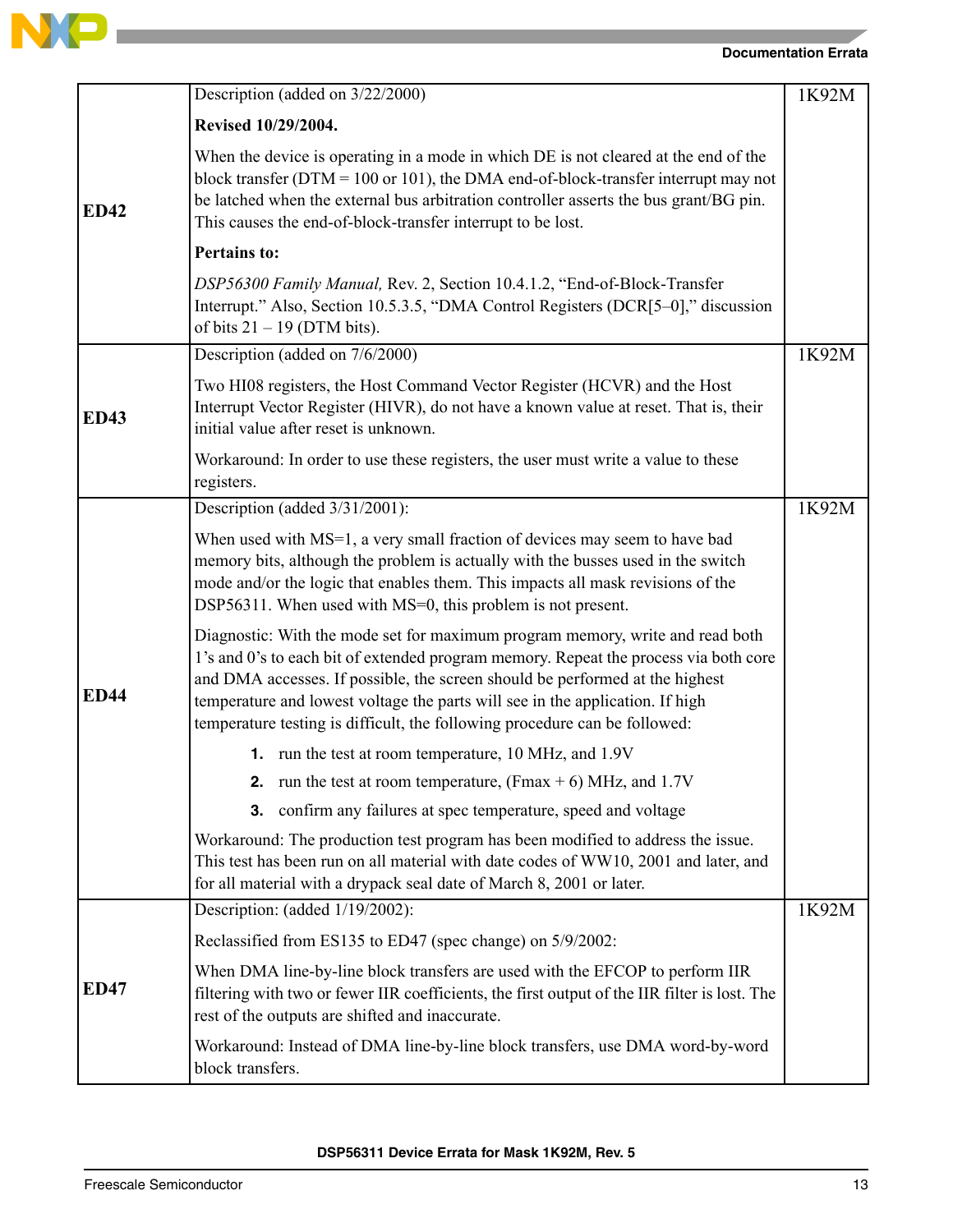| | | |
|---|---|---|
| **ED42** | Description (added on 3/22/2000)<br><br>**Revised 10/29/2004.**<br><br>When the device is operating in a mode in which DE is not cleared at the end of the block transfer (DTM = 100 or 101), the DMA end-of-block-transfer interrupt may not be latched when the external bus arbitration controller asserts the bus grant/BG pin. This causes the end-of-block-transfer interrupt to be lost.<br><br>**Pertains to:**<br><br>*DSP56300 Family Manual,* Rev. 2, Section 10.4.1.2, "End-of-Block-Transfer Interrupt." Also, Section 10.5.3.5, "DMA Control Registers (DCR[5–0]," discussion of bits 21 – 19 (DTM bits). | 1K92M |
| **ED43** | Description (added on 7/6/2000)<br><br>Two HI08 registers, the Host Command Vector Register (HCVR) and the Host Interrupt Vector Register (HIVR), do not have a known value at reset. That is, their initial value after reset is unknown.<br><br>Workaround: In order to use these registers, the user must write a value to these registers. | 1K92M |
| **ED44** | Description (added 3/31/2001):<br><br>When used with MS=1, a very small fraction of devices may seem to have bad memory bits, although the problem is actually with the busses used in the switch mode and/or the logic that enables them. This impacts all mask revisions of the DSP56311. When used with MS=0, this problem is not present.<br><br>Diagnostic: With the mode set for maximum program memory, write and read both 1's and 0's to each bit of extended program memory. Repeat the process via both core and DMA accesses. If possible, the screen should be performed at the highest temperature and lowest voltage the parts will see in the application. If high temperature testing is difficult, the following procedure can be followed:<br><br>1. run the test at room temperature, 10 MHz, and 1.9V<br>2. run the test at room temperature, (Fmax + 6) MHz, and 1.7V<br>3. confirm any failures at spec temperature, speed and voltage<br><br>Workaround: The production test program has been modified to address the issue. This test has been run on all material with date codes of WW10, 2001 and later, and for all material with a drypack seal date of March 8, 2001 or later. | 1K92M |
| **ED47** | Description: (added 1/19/2002):<br><br>Reclassified from ES135 to ED47 (spec change) on 5/9/2002:<br><br>When DMA line-by-line block transfers are used with the EFCOP to perform IIR filtering with two or fewer IIR coefficients, the first output of the IIR filter is lost. The rest of the outputs are shifted and inaccurate.<br><br>Workaround: Instead of DMA line-by-line block transfers, use DMA word-by-word block transfers. | 1K92M |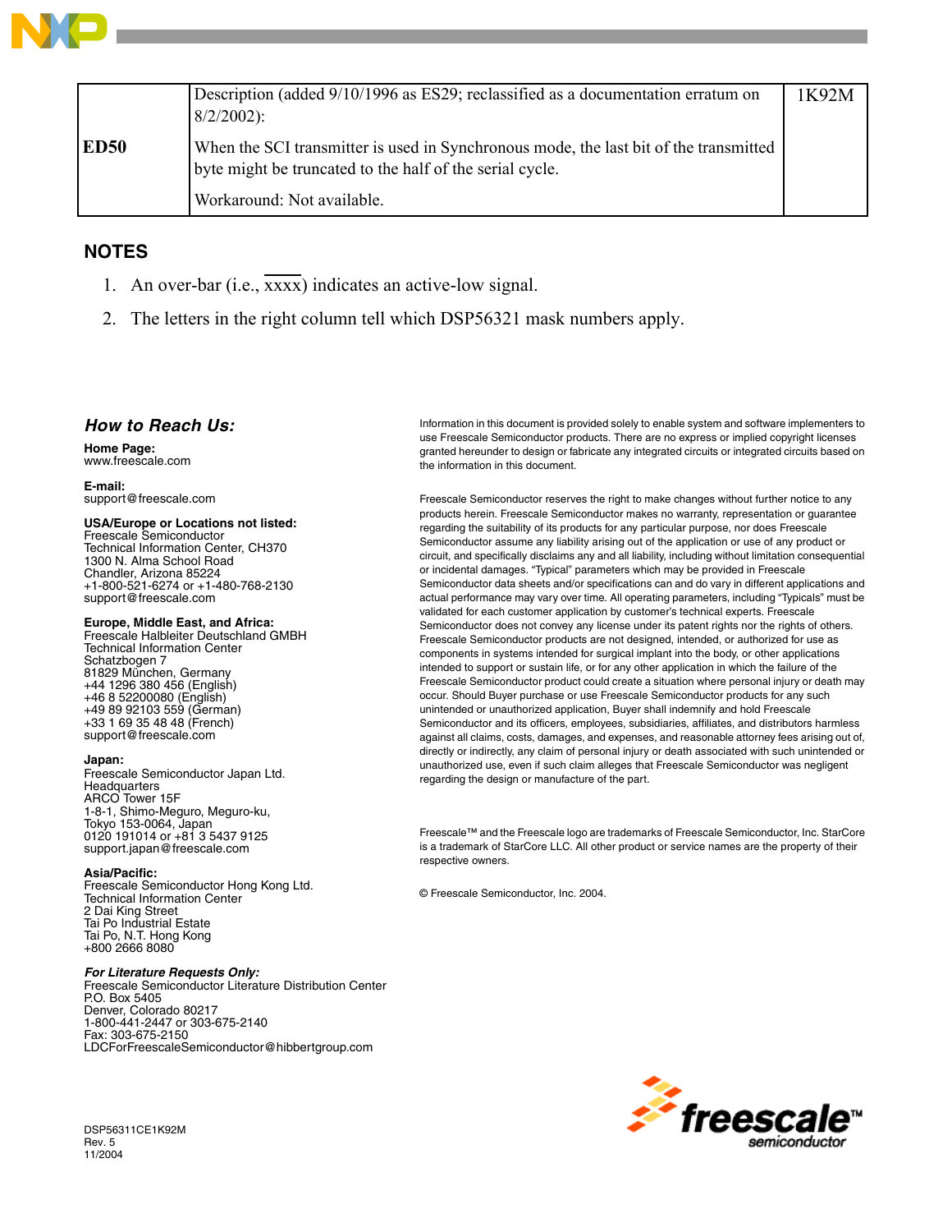| | | |
|---|---|---|
| **ED50** | Description (added 9/10/1996 as ES29; reclassified as a documentation erratum on 8/2/2002):<br>When the SCI transmitter is used in Synchronous mode, the last bit of the transmitted byte might be truncated to the half of the serial cycle.<br>Workaround: Not available. | 1K92M |

## NOTES

1. An over-bar (i.e., $\overline{xxxx}$) indicates an active-low signal.
2. The letters in the right column tell which DSP56321 mask numbers apply.

### *How to Reach Us:*

**Home Page:**
www.freescale.com

**E-mail:**
support@freescale.com

**USA/Europe or Locations not listed:**
Freescale Semiconductor
Technical Information Center, CH370
1300 N. Alma School Road
Chandler, Arizona 85224
+1-800-521-6274 or +1-480-768-2130
support@freescale.com

**Europe, Middle East, and Africa:**
Freescale Halbleiter Deutschland GMBH
Technical Information Center
Schatzbogen 7
81829 München, Germany
+44 1296 380 456 (English)
+46 8 52200080 (English)
+49 89 92103 559 (German)
+33 1 69 35 48 48 (French)
support@freescale.com

**Japan:**
Freescale Semiconductor Japan Ltd.
Headquarters
ARCO Tower 15F
1-8-1, Shimo-Meguro, Meguro-ku,
Tokyo 153-0064, Japan
0120 191014 or +81 3 5437 9125
support.japan@freescale.com

**Asia/Pacific:**
Freescale Semiconductor Hong Kong Ltd.
Technical Information Center
2 Dai King Street
Tai Po Industrial Estate
Tai Po, N.T. Hong Kong
+800 2666 8080

***For Literature Requests Only:***
Freescale Semiconductor Literature Distribution Center
P.O. Box 5405
Denver, Colorado 80217
1-800-441-2447 or 303-675-2140
Fax: 303-675-2150
LDCForFreescaleSemiconductor@hibbertgroup.com

Information in this document is provided solely to enable system and software implementers to use Freescale Semiconductor products. There are no express or implied copyright licenses granted hereunder to design or fabricate any integrated circuits or integrated circuits based on the information in this document.

Freescale Semiconductor reserves the right to make changes without further notice to any products herein. Freescale Semiconductor makes no warranty, representation or guarantee regarding the suitability of its products for any particular purpose, nor does Freescale Semiconductor assume any liability arising out of the application or use of any product or circuit, and specifically disclaims any and all liability, including without limitation consequential or incidental damages. "Typical" parameters which may be provided in Freescale Semiconductor data sheets and/or specifications can and do vary in different applications and actual performance may vary over time. All operating parameters, including "Typicals" must be validated for each customer application by customer's technical experts. Freescale Semiconductor does not convey any license under its patent rights nor the rights of others. Freescale Semiconductor products are not designed, intended, or authorized for use as components in systems intended for surgical implant into the body, or other applications intended to support or sustain life, or for any other application in which the failure of the Freescale Semiconductor product could create a situation where personal injury or death may occur. Should Buyer purchase or use Freescale Semiconductor products for any such unintended or unauthorized application, Buyer shall indemnify and hold Freescale Semiconductor and its officers, employees, subsidiaries, affiliates, and distributors harmless against all claims, costs, damages, and expenses, and reasonable attorney fees arising out of, directly or indirectly, any claim of personal injury or death associated with such unintended or unauthorized use, even if such claim alleges that Freescale Semiconductor was negligent regarding the design or manufacture of the part.

Freescale™ and the Freescale logo are trademarks of Freescale Semiconductor, Inc. StarCore is a trademark of StarCore LLC. All other product or service names are the property of their respective owners.

© Freescale Semiconductor, Inc. 2004.

DSP56311CE1K92M
Rev. 5
11/2004